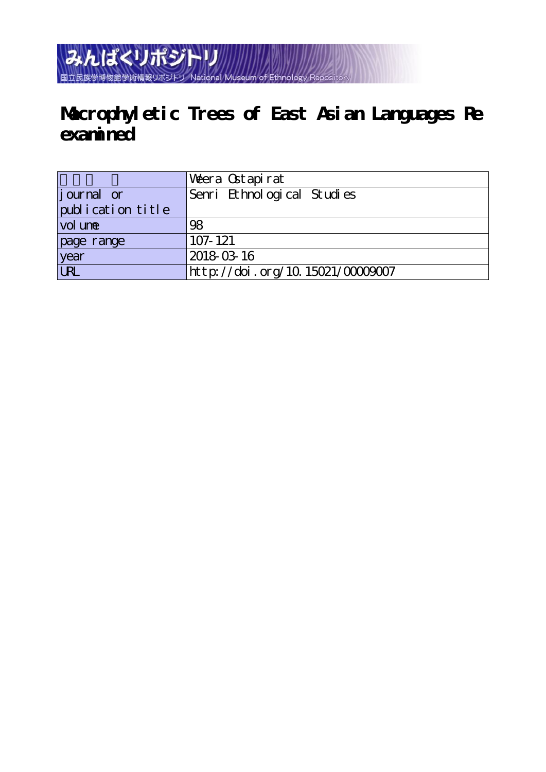みんぱくリポジトリ
国立民族学博物館学術情報リポジトリ National Museum of Ethnology Repository

# Macrophyletic Trees of East Asian Languages Re examined

| 著者名 | Weera Ostapirat |
|---|---|
| journal or publication title | Senri Ethnological Studies |
| volume | 98 |
| page range | 107-121 |
| year | 2018-03-16 |
| URL | http://doi.org/10.15021/00009007 |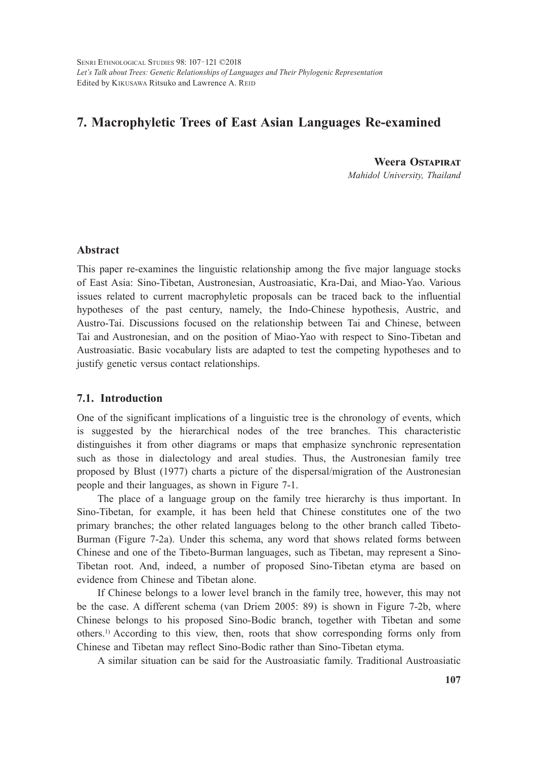Senri Ethnological Studies 98: 107–121 ©2018
*Let's Talk about Trees: Genetic Relationships of Languages and Their Phylogenic Representation*
Edited by Kikusawa Ritsuko and Lawrence A. Reid

# 7. Macrophyletic Trees of East Asian Languages Re-examined

**Weera Ostapirat**
*Mahidol University, Thailand*

## Abstract

This paper re-examines the linguistic relationship among the five major language stocks of East Asia: Sino-Tibetan, Austronesian, Austroasiatic, Kra-Dai, and Miao-Yao. Various issues related to current macrophyletic proposals can be traced back to the influential hypotheses of the past century, namely, the Indo-Chinese hypothesis, Austric, and Austro-Tai. Discussions focused on the relationship between Tai and Chinese, between Tai and Austronesian, and on the position of Miao-Yao with respect to Sino-Tibetan and Austroasiatic. Basic vocabulary lists are adapted to test the competing hypotheses and to justify genetic versus contact relationships.

## 7.1. Introduction

One of the significant implications of a linguistic tree is the chronology of events, which is suggested by the hierarchical nodes of the tree branches. This characteristic distinguishes it from other diagrams or maps that emphasize synchronic representation such as those in dialectology and areal studies. Thus, the Austronesian family tree proposed by Blust (1977) charts a picture of the dispersal/migration of the Austronesian people and their languages, as shown in Figure 7-1.

The place of a language group on the family tree hierarchy is thus important. In Sino-Tibetan, for example, it has been held that Chinese constitutes one of the two primary branches; the other related languages belong to the other branch called Tibeto-Burman (Figure 7-2a). Under this schema, any word that shows related forms between Chinese and one of the Tibeto-Burman languages, such as Tibetan, may represent a Sino-Tibetan root. And, indeed, a number of proposed Sino-Tibetan etyma are based on evidence from Chinese and Tibetan alone.

If Chinese belongs to a lower level branch in the family tree, however, this may not be the case. A different schema (van Driem 2005: 89) is shown in Figure 7-2b, where Chinese belongs to his proposed Sino-Bodic branch, together with Tibetan and some others.[1] According to this view, then, roots that show corresponding forms only from Chinese and Tibetan may reflect Sino-Bodic rather than Sino-Tibetan etyma.

A similar situation can be said for the Austroasiatic family. Traditional Austroasiatic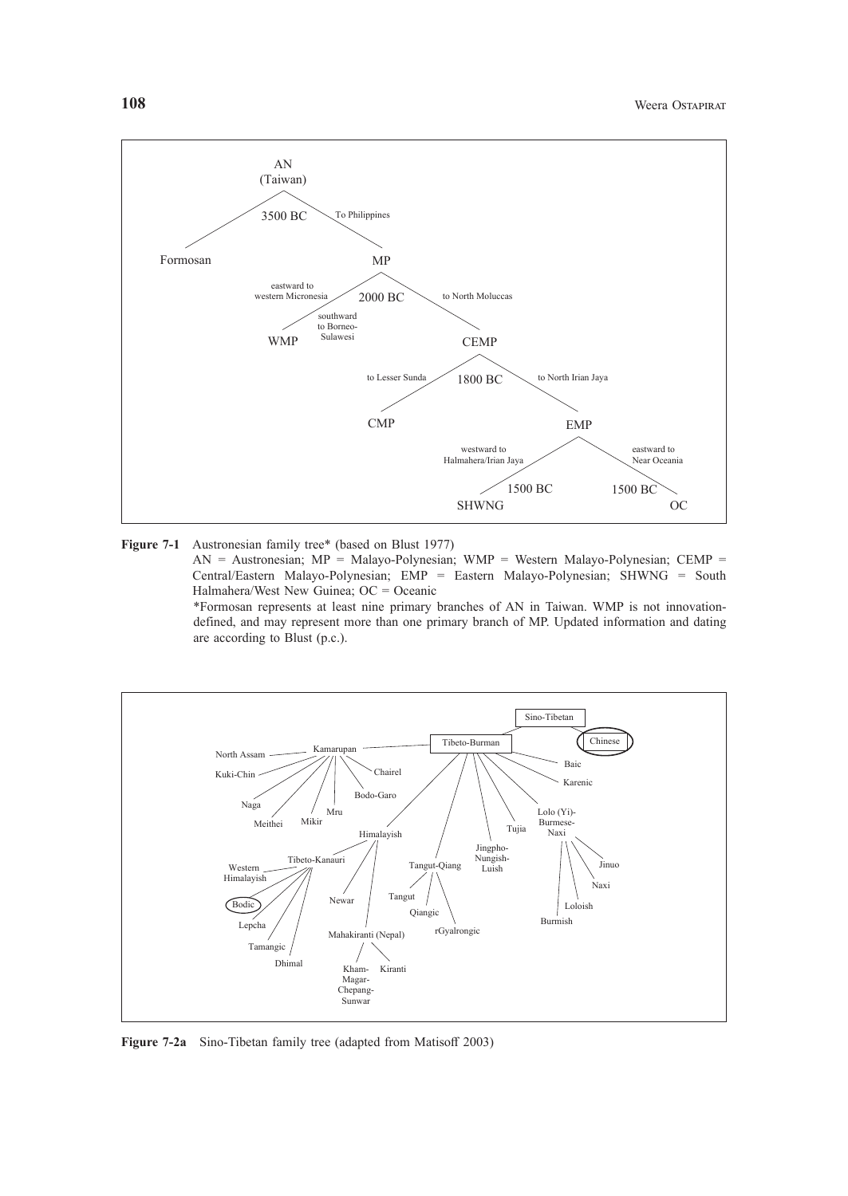**Figure 7-1** Austronesian family tree* (based on Blust 1977)

AN = Austronesian; MP = Malayo-Polynesian; WMP = Western Malayo-Polynesian; CEMP = Central/Eastern Malayo-Polynesian; EMP = Eastern Malayo-Polynesian; SHWNG = South Halmahera/West New Guinea; OC = Oceanic

*Formosan represents at least nine primary branches of AN in Taiwan. WMP is not innovation-defined, and may represent more than one primary branch of MP. Updated information and dating are according to Blust (p.c.).

**Figure 7-2a** Sino-Tibetan family tree (adapted from Matisoff 2003)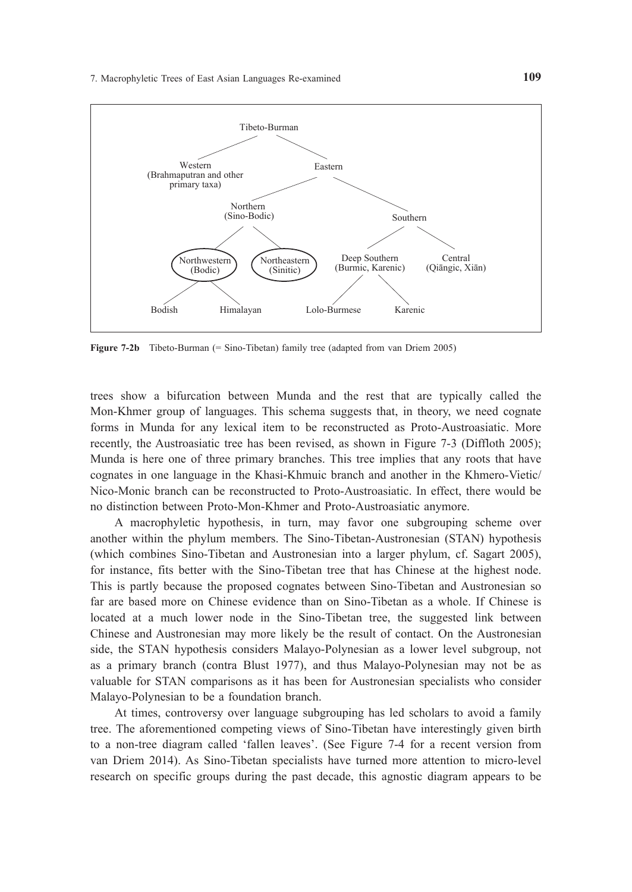Tibeto-Burman

- Western (Brahmaputran and other primary taxa)
- Eastern
  - Northern (Sino-Bodic)
    - Northwestern (Bodic)
      - Bodish
      - Himalayan
    - Northeastern (Sinitic)
  - Southern
    - Deep Southern (Burmic, Karenic)
      - Lolo-Burmese
      - Karenic
    - Central (Qiāngic, Xiān)

**Figure 7-2b** Tibeto-Burman (= Sino-Tibetan) family tree (adapted from van Driem 2005)

trees show a bifurcation between Munda and the rest that are typically called the Mon-Khmer group of languages. This schema suggests that, in theory, we need cognate forms in Munda for any lexical item to be reconstructed as Proto-Austroasiatic. More recently, the Austroasiatic tree has been revised, as shown in Figure 7-3 (Diffloth 2005); Munda is here one of three primary branches. This tree implies that any roots that have cognates in one language in the Khasi-Khmuic branch and another in the Khmero-Vietic/ Nico-Monic branch can be reconstructed to Proto-Austroasiatic. In effect, there would be no distinction between Proto-Mon-Khmer and Proto-Austroasiatic anymore.

A macrophyletic hypothesis, in turn, may favor one subgrouping scheme over another within the phylum members. The Sino-Tibetan-Austronesian (STAN) hypothesis (which combines Sino-Tibetan and Austronesian into a larger phylum, cf. Sagart 2005), for instance, fits better with the Sino-Tibetan tree that has Chinese at the highest node. This is partly because the proposed cognates between Sino-Tibetan and Austronesian so far are based more on Chinese evidence than on Sino-Tibetan as a whole. If Chinese is located at a much lower node in the Sino-Tibetan tree, the suggested link between Chinese and Austronesian may more likely be the result of contact. On the Austronesian side, the STAN hypothesis considers Malayo-Polynesian as a lower level subgroup, not as a primary branch (contra Blust 1977), and thus Malayo-Polynesian may not be as valuable for STAN comparisons as it has been for Austronesian specialists who consider Malayo-Polynesian to be a foundation branch.

At times, controversy over language subgrouping has led scholars to avoid a family tree. The aforementioned competing views of Sino-Tibetan have interestingly given birth to a non-tree diagram called 'fallen leaves'. (See Figure 7-4 for a recent version from van Driem 2014). As Sino-Tibetan specialists have turned more attention to micro-level research on specific groups during the past decade, this agnostic diagram appears to be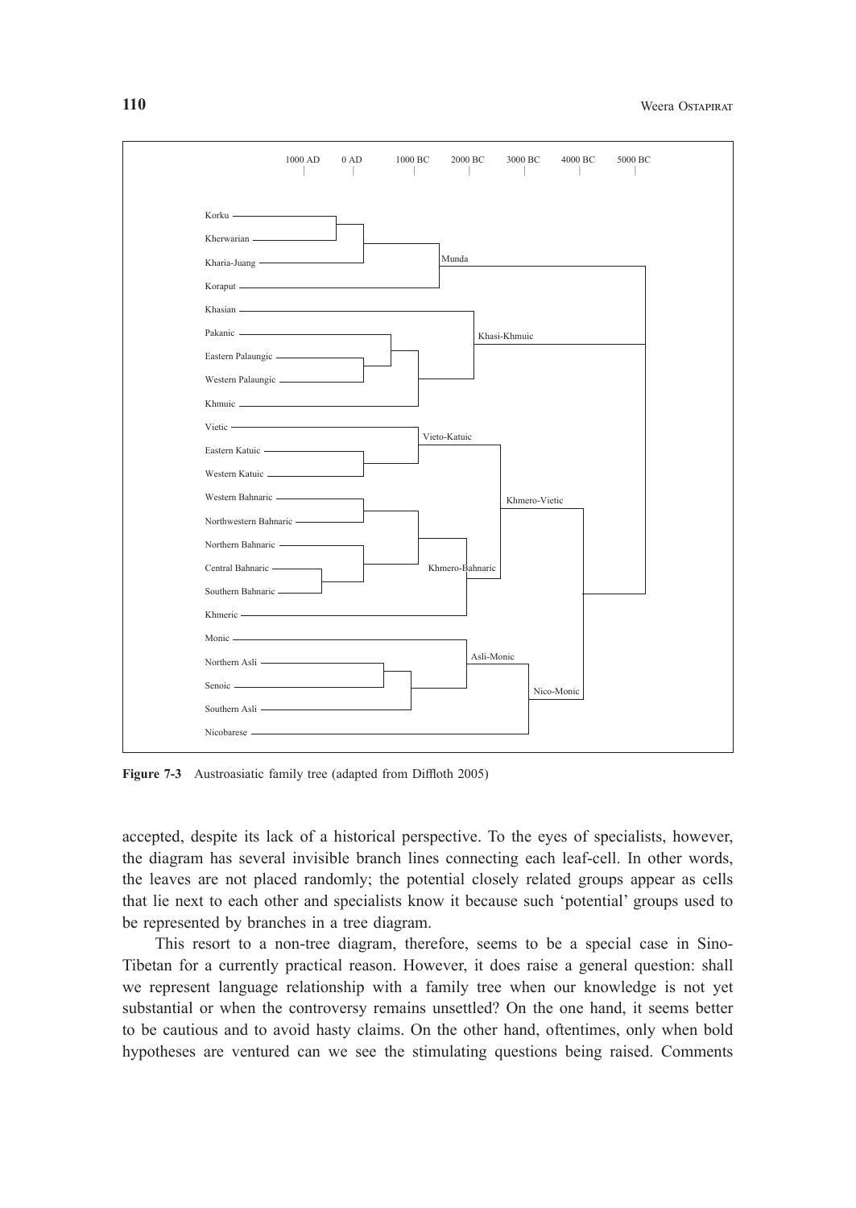**Figure 7-3** Austroasiatic family tree (adapted from Diffloth 2005)

accepted, despite its lack of a historical perspective. To the eyes of specialists, however, the diagram has several invisible branch lines connecting each leaf-cell. In other words, the leaves are not placed randomly; the potential closely related groups appear as cells that lie next to each other and specialists know it because such 'potential' groups used to be represented by branches in a tree diagram.

This resort to a non-tree diagram, therefore, seems to be a special case in Sino-Tibetan for a currently practical reason. However, it does raise a general question: shall we represent language relationship with a family tree when our knowledge is not yet substantial or when the controversy remains unsettled? On the one hand, it seems better to be cautious and to avoid hasty claims. On the other hand, oftentimes, only when bold hypotheses are ventured can we see the stimulating questions being raised. Comments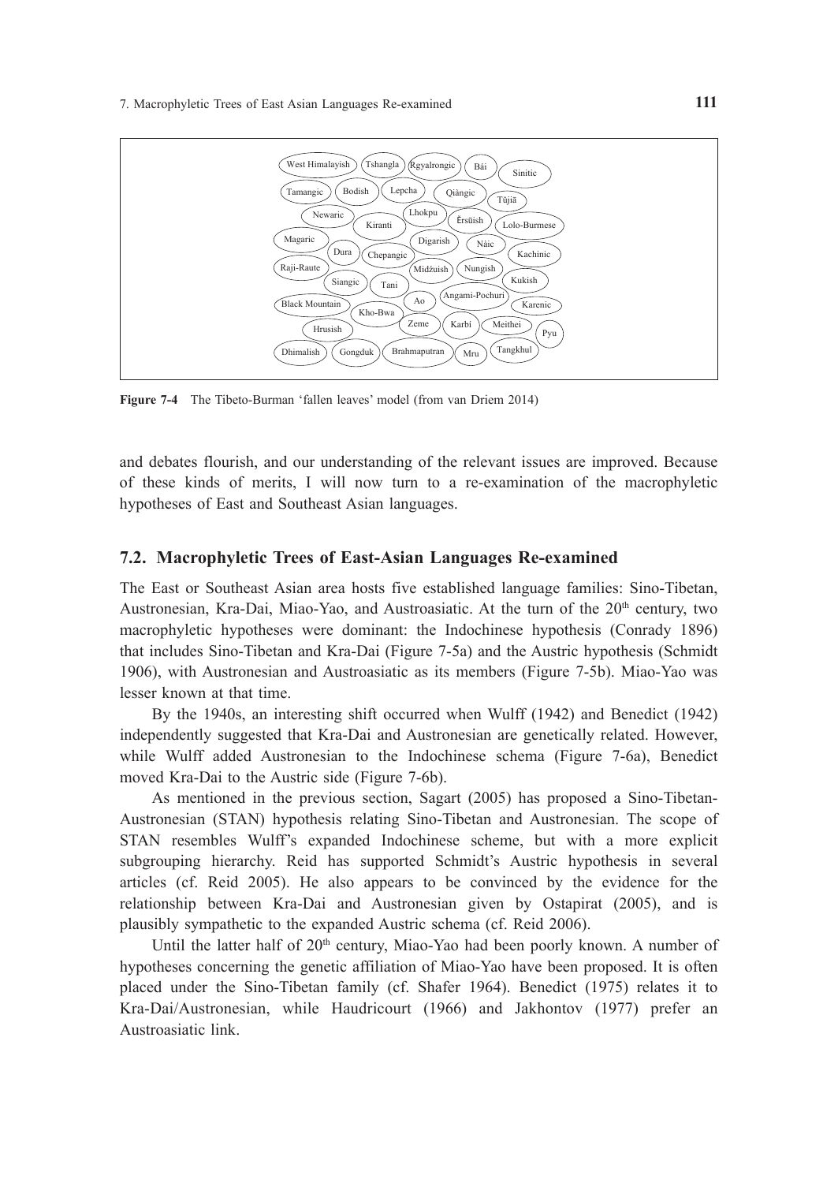**Figure 7-4** The Tibeto-Burman 'fallen leaves' model (from van Driem 2014)

and debates flourish, and our understanding of the relevant issues are improved. Because of these kinds of merits, I will now turn to a re-examination of the macrophyletic hypotheses of East and Southeast Asian languages.

## 7.2. Macrophyletic Trees of East-Asian Languages Re-examined

The East or Southeast Asian area hosts five established language families: Sino-Tibetan, Austronesian, Kra-Dai, Miao-Yao, and Austroasiatic. At the turn of the 20th century, two macrophyletic hypotheses were dominant: the Indochinese hypothesis (Conrady 1896) that includes Sino-Tibetan and Kra-Dai (Figure 7-5a) and the Austric hypothesis (Schmidt 1906), with Austronesian and Austroasiatic as its members (Figure 7-5b). Miao-Yao was lesser known at that time.

By the 1940s, an interesting shift occurred when Wulff (1942) and Benedict (1942) independently suggested that Kra-Dai and Austronesian are genetically related. However, while Wulff added Austronesian to the Indochinese schema (Figure 7-6a), Benedict moved Kra-Dai to the Austric side (Figure 7-6b).

As mentioned in the previous section, Sagart (2005) has proposed a Sino-Tibetan-Austronesian (STAN) hypothesis relating Sino-Tibetan and Austronesian. The scope of STAN resembles Wulff's expanded Indochinese scheme, but with a more explicit subgrouping hierarchy. Reid has supported Schmidt's Austric hypothesis in several articles (cf. Reid 2005). He also appears to be convinced by the evidence for the relationship between Kra-Dai and Austronesian given by Ostapirat (2005), and is plausibly sympathetic to the expanded Austric schema (cf. Reid 2006).

Until the latter half of 20th century, Miao-Yao had been poorly known. A number of hypotheses concerning the genetic affiliation of Miao-Yao have been proposed. It is often placed under the Sino-Tibetan family (cf. Shafer 1964). Benedict (1975) relates it to Kra-Dai/Austronesian, while Haudricourt (1966) and Jakhontov (1977) prefer an Austroasiatic link.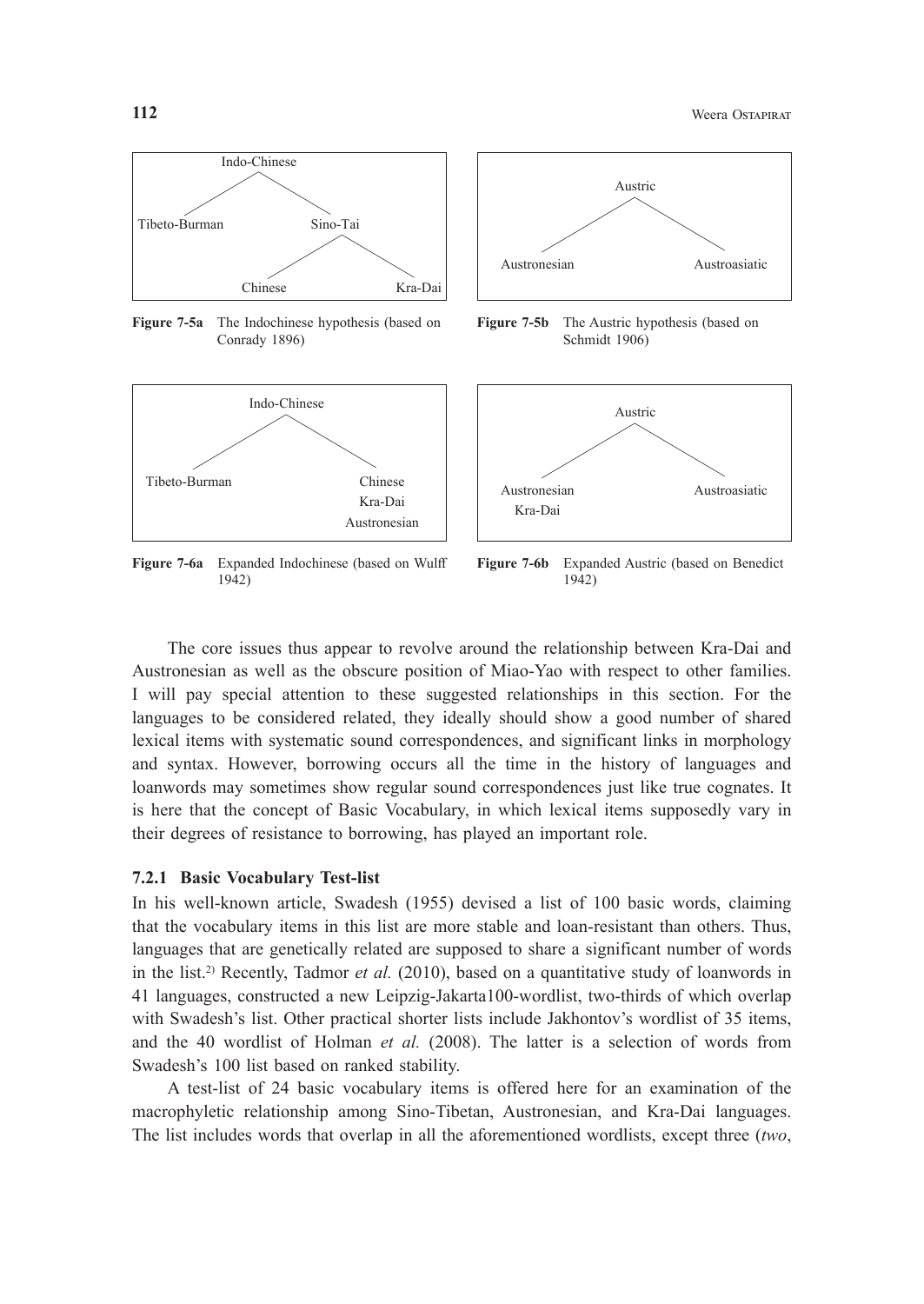Indo-Chinese

Tibeto-Burman — Sino-Tai

Sino-Tai: Chinese — Kra-Dai

**Figure 7-5a** The Indochinese hypothesis (based on Conrady 1896)

Austric

Austronesian — Austroasiatic

**Figure 7-5b** The Austric hypothesis (based on Schmidt 1906)

Indo-Chinese

Tibeto-Burman — Chinese, Kra-Dai, Austronesian

**Figure 7-6a** Expanded Indochinese (based on Wulff 1942)

Austric

Austronesian, Kra-Dai — Austroasiatic

**Figure 7-6b** Expanded Austric (based on Benedict 1942)

The core issues thus appear to revolve around the relationship between Kra-Dai and Austronesian as well as the obscure position of Miao-Yao with respect to other families. I will pay special attention to these suggested relationships in this section. For the languages to be considered related, they ideally should show a good number of shared lexical items with systematic sound correspondences, and significant links in morphology and syntax. However, borrowing occurs all the time in the history of languages and loanwords may sometimes show regular sound correspondences just like true cognates. It is here that the concept of Basic Vocabulary, in which lexical items supposedly vary in their degrees of resistance to borrowing, has played an important role.

### 7.2.1 Basic Vocabulary Test-list

In his well-known article, Swadesh (1955) devised a list of 100 basic words, claiming that the vocabulary items in this list are more stable and loan-resistant than others. Thus, languages that are genetically related are supposed to share a significant number of words in the list.[2)] Recently, Tadmor *et al.* (2010), based on a quantitative study of loanwords in 41 languages, constructed a new Leipzig-Jakarta100-wordlist, two-thirds of which overlap with Swadesh's list. Other practical shorter lists include Jakhontov's wordlist of 35 items, and the 40 wordlist of Holman *et al.* (2008). The latter is a selection of words from Swadesh's 100 list based on ranked stability.

A test-list of 24 basic vocabulary items is offered here for an examination of the macrophyletic relationship among Sino-Tibetan, Austronesian, and Kra-Dai languages. The list includes words that overlap in all the aforementioned wordlists, except three (*two*,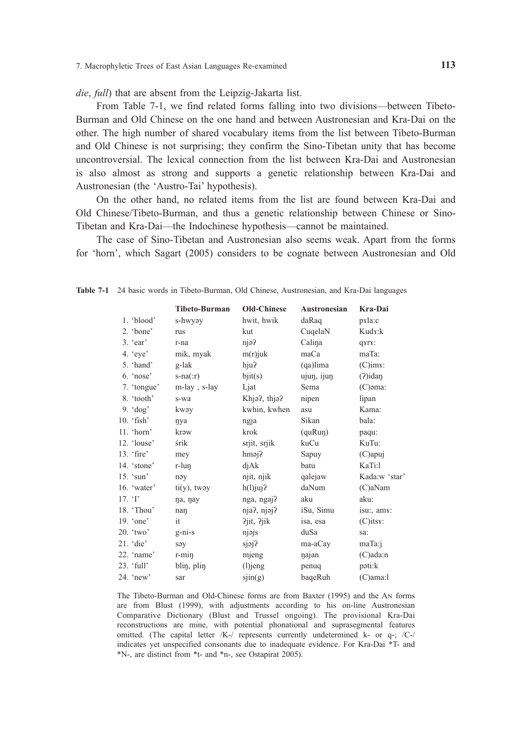*die*, *full*) that are absent from the Leipzig-Jakarta list.

From Table 7-1, we find related forms falling into two divisions—between Tibeto-Burman and Old Chinese on the one hand and between Austronesian and Kra-Dai on the other. The high number of shared vocabulary items from the list between Tibeto-Burman and Old Chinese is not surprising; they confirm the Sino-Tibetan unity that has become uncontroversial. The lexical connection from the list between Kra-Dai and Austronesian is also almost as strong and supports a genetic relationship between Kra-Dai and Austronesian (the 'Austro-Tai' hypothesis).

On the other hand, no related items from the list are found between Kra-Dai and Old Chinese/Tibeto-Burman, and thus a genetic relationship between Chinese or Sino-Tibetan and Kra-Dai—the Indochinese hypothesis—cannot be maintained.

The case of Sino-Tibetan and Austronesian also seems weak. Apart from the forms for 'horn', which Sagart (2005) considers to be cognate between Austronesian and Old

**Table 7-1** 24 basic words in Tibeto-Burman, Old Chinese, Austronesian, and Kra-Dai languages

| | **Tibeto-Burman** | **Old-Chinese** | **Austronesian** | **Kra-Dai** |
|---|---|---|---|---|
| 1. 'blood' | s-hwyəy | hwit, hwik | daRaq | pɤla:c |
| 2. 'bone' | rus | kut | CuqelaN | Kudɤ:k |
| 3. 'ear' | r-na | njəʔ | Caliŋa | qɤrɤ: |
| 4. 'eye' | mik, myak | m(r)juk | maCa | maTa: |
| 5. 'hand' | g-lak | hjuʔ | (qa)lima | (C)imɤ: |
| 6. 'nose' | s-na(:r) | bjit(s) | ujuŋ, ijuŋ | (ʔ)idaŋ |
| 7. 'tongue' | m-lay , s-lay | Ljat | Sema | (C)əma: |
| 8. 'tooth' | s-wa | Khjəʔ, thjəʔ | nipen | lipan |
| 9. 'dog' | kwəy | kwhin, kwhen | asu | Kama: |
| 10. 'fish' | ŋya | ngja | Sikan | bala: |
| 11. 'horn' | krəw | krok | (quRuŋ) | paqu: |
| 12. 'louse' | śrik | srjit, srjik | kuCu | KuTu: |
| 13. 'fire' | mey | hməjʔ | Sapuy | (C)apuj |
| 14. 'stone' | r-luŋ | djAk | batu | KaTi:l |
| 15. 'sun' | nəy | njit, njik | qalejaw | Kada:w 'star' |
| 16. 'water' | ti(y), twəy | h(l)jujʔ | daNum | (C)aNam |
| 17. 'I' | ŋa, ŋay | nga, ngajʔ | aku | aku: |
| 18. 'Thou' | naŋ | njaʔ, njəjʔ | iSu, Simu | isu:, amɤ: |
| 19. 'one' | it | ʔjit, ʔjik | isa, esa | (C)itsɤ: |
| 20. 'two' | g-ni-s | njəjs | duSa | sa: |
| 21. 'die' | səy | sjəjʔ | ma-aCay | maTa:j |
| 22. 'name' | r-miŋ | mjeng | ŋajan | (C)ada:n |
| 23. 'full' | bliŋ, pliŋ | (l)jeng | penuq | pəti:k |
| 24. 'new' | sar | sjin(g) | baqeRuh | (C)ama:l |

The Tibeto-Burman and Old-Chinese forms are from Baxter (1995) and the AN forms are from Blust (1999), with adjustments according to his on-line Austronesian Comparative Dictionary (Blust and Trussel ongoing). The provisional Kra-Dai reconstructions are mine, with potential phonational and suprasegmental features omitted. (The capital letter /K-/ represents currently undetermined k- or q-; /C-/ indicates yet unspecified consonants due to inadequate evidence. For Kra-Dai *T- and *N-, are distinct from *t- and *n-, see Ostapirat 2005).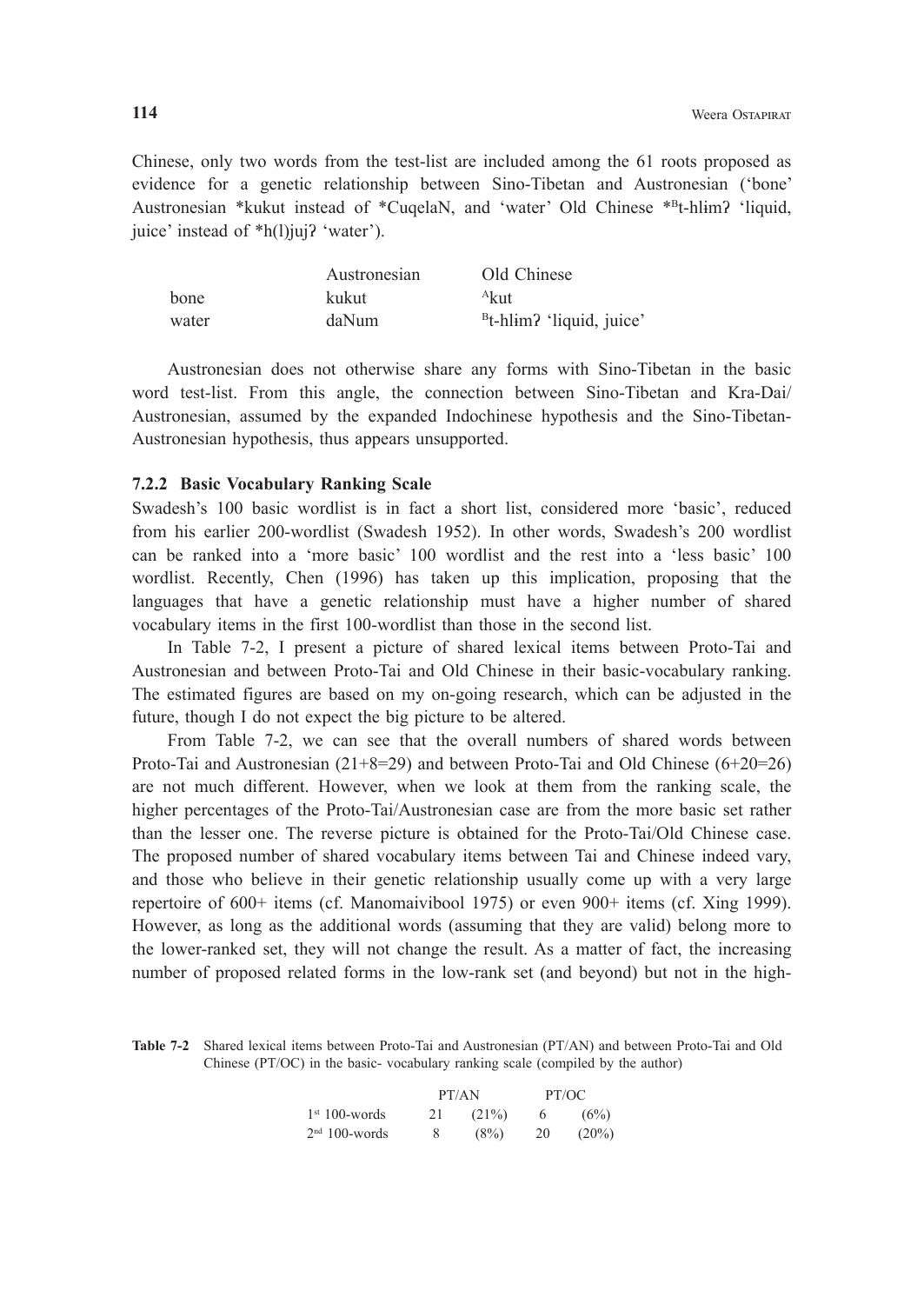Chinese, only two words from the test-list are included among the 61 roots proposed as evidence for a genetic relationship between Sino-Tibetan and Austronesian ('bone' Austronesian *kukut instead of *CuqelaN, and 'water' Old Chinese *[B]t-hlɨmʔ 'liquid, juice' instead of *h(l)jujʔ 'water').

| | Austronesian | Old Chinese |
|---|---|---|
| bone | kukut | [A]kut |
| water | daNum | [B]t-hlɨmʔ 'liquid, juice' |

Austronesian does not otherwise share any forms with Sino-Tibetan in the basic word test-list. From this angle, the connection between Sino-Tibetan and Kra-Dai/ Austronesian, assumed by the expanded Indochinese hypothesis and the Sino-Tibetan-Austronesian hypothesis, thus appears unsupported.

### 7.2.2 Basic Vocabulary Ranking Scale

Swadesh's 100 basic wordlist is in fact a short list, considered more 'basic', reduced from his earlier 200-wordlist (Swadesh 1952). In other words, Swadesh's 200 wordlist can be ranked into a 'more basic' 100 wordlist and the rest into a 'less basic' 100 wordlist. Recently, Chen (1996) has taken up this implication, proposing that the languages that have a genetic relationship must have a higher number of shared vocabulary items in the first 100-wordlist than those in the second list.

In Table 7-2, I present a picture of shared lexical items between Proto-Tai and Austronesian and between Proto-Tai and Old Chinese in their basic-vocabulary ranking. The estimated figures are based on my on-going research, which can be adjusted in the future, though I do not expect the big picture to be altered.

From Table 7-2, we can see that the overall numbers of shared words between Proto-Tai and Austronesian (21+8=29) and between Proto-Tai and Old Chinese (6+20=26) are not much different. However, when we look at them from the ranking scale, the higher percentages of the Proto-Tai/Austronesian case are from the more basic set rather than the lesser one. The reverse picture is obtained for the Proto-Tai/Old Chinese case. The proposed number of shared vocabulary items between Tai and Chinese indeed vary, and those who believe in their genetic relationship usually come up with a very large repertoire of 600+ items (cf. Manomaivibool 1975) or even 900+ items (cf. Xing 1999). However, as long as the additional words (assuming that they are valid) belong more to the lower-ranked set, they will not change the result. As a matter of fact, the increasing number of proposed related forms in the low-rank set (and beyond) but not in the high-

**Table 7-2** Shared lexical items between Proto-Tai and Austronesian (PT/AN) and between Proto-Tai and Old Chinese (PT/OC) in the basic- vocabulary ranking scale (compiled by the author)

| | PT/AN | | PT/OC | |
|---|---|---|---|---|
| 1st 100-words | 21 | (21%) | 6 | (6%) |
| 2nd 100-words | 8 | (8%) | 20 | (20%) |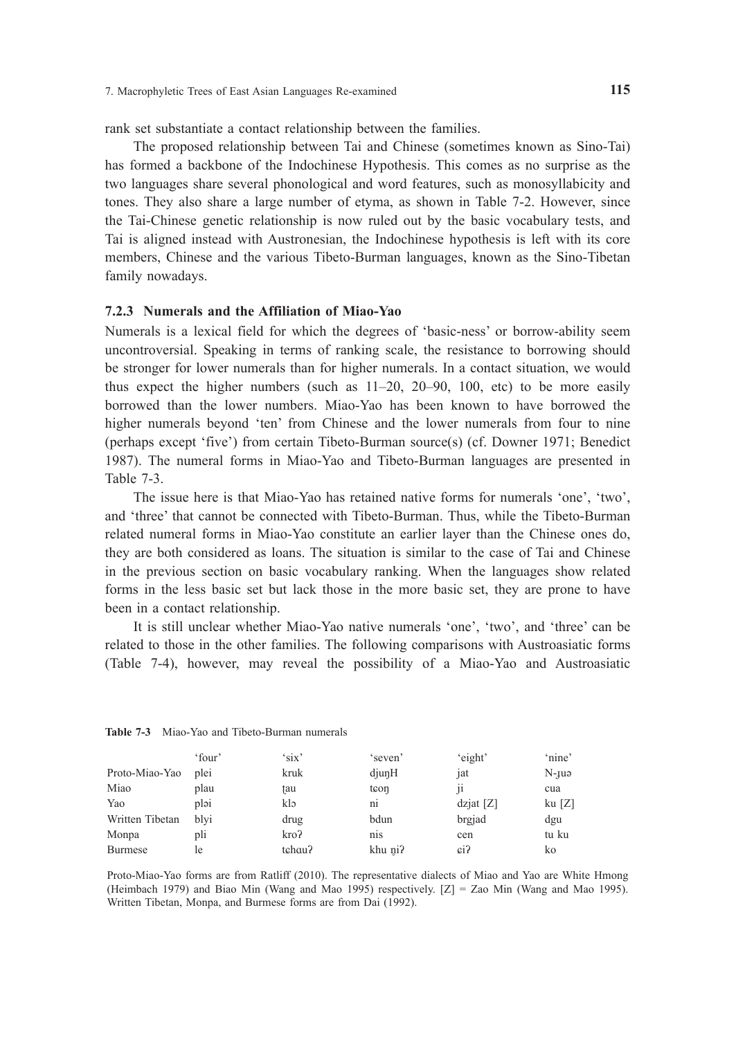rank set substantiate a contact relationship between the families.

The proposed relationship between Tai and Chinese (sometimes known as Sino-Tai) has formed a backbone of the Indochinese Hypothesis. This comes as no surprise as the two languages share several phonological and word features, such as monosyllabicity and tones. They also share a large number of etyma, as shown in Table 7-2. However, since the Tai-Chinese genetic relationship is now ruled out by the basic vocabulary tests, and Tai is aligned instead with Austronesian, the Indochinese hypothesis is left with its core members, Chinese and the various Tibeto-Burman languages, known as the Sino-Tibetan family nowadays.

### 7.2.3 Numerals and the Affiliation of Miao-Yao

Numerals is a lexical field for which the degrees of 'basic-ness' or borrow-ability seem uncontroversial. Speaking in terms of ranking scale, the resistance to borrowing should be stronger for lower numerals than for higher numerals. In a contact situation, we would thus expect the higher numbers (such as 11–20, 20–90, 100, etc) to be more easily borrowed than the lower numbers. Miao-Yao has been known to have borrowed the higher numerals beyond 'ten' from Chinese and the lower numerals from four to nine (perhaps except 'five') from certain Tibeto-Burman source(s) (cf. Downer 1971; Benedict 1987). The numeral forms in Miao-Yao and Tibeto-Burman languages are presented in Table 7-3.

The issue here is that Miao-Yao has retained native forms for numerals 'one', 'two', and 'three' that cannot be connected with Tibeto-Burman. Thus, while the Tibeto-Burman related numeral forms in Miao-Yao constitute an earlier layer than the Chinese ones do, they are both considered as loans. The situation is similar to the case of Tai and Chinese in the previous section on basic vocabulary ranking. When the languages show related forms in the less basic set but lack those in the more basic set, they are prone to have been in a contact relationship.

It is still unclear whether Miao-Yao native numerals 'one', 'two', and 'three' can be related to those in the other families. The following comparisons with Austroasiatic forms (Table 7-4), however, may reveal the possibility of a Miao-Yao and Austroasiatic

**Table 7-3** Miao-Yao and Tibeto-Burman numerals

| | 'four' | 'six' | 'seven' | 'eight' | 'nine' |
|---|---|---|---|---|---|
| Proto-Miao-Yao | plei | kruk | djuŋH | jat | N-ɟuə |
| Miao | plau | ʈau | tɕoŋ | ji | cua |
| Yao | pləi | klɔ | ni | dzjat [Z] | ku [Z] |
| Written Tibetan | blyi | drug | bdun | brgjad | dgu |
| Monpa | pli | kroʔ | nis | cen | tu ku |
| Burmese | le | tɕhauʔ | khu n̥iʔ | ɕiʔ | ko |

Proto-Miao-Yao forms are from Ratliff (2010). The representative dialects of Miao and Yao are White Hmong (Heimbach 1979) and Biao Min (Wang and Mao 1995) respectively. [Z] = Zao Min (Wang and Mao 1995). Written Tibetan, Monpa, and Burmese forms are from Dai (1992).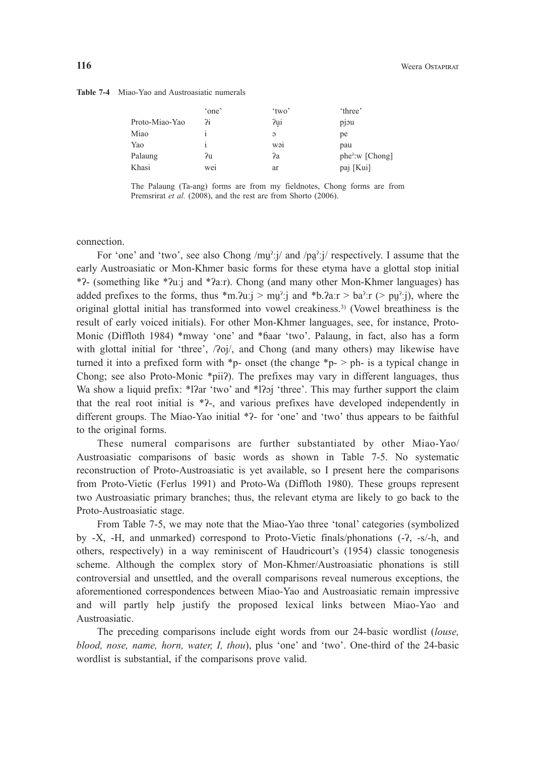**Table 7-4** Miao-Yao and Austroasiatic numerals

| | 'one' | 'two' | 'three' |
|---|---|---|---|
| Proto-Miao-Yao | ʔɨ | ʔu̯i | pjɔu |
| Miao | i | ɔ | pe |
| Yao | i | wəi | pau |
| Palaung | ʔu | ʔa | pheˀːw [Chong] |
| Khasi | wei | ar | paj [Kui] |

The Palaung (Ta-ang) forms are from my fieldnotes, Chong forms are from Premsrirat *et al.* (2008), and the rest are from Shorto (2006).

connection.

For 'one' and 'two', see also Chong /mṵˀːj/ and /pa̰ˀːj/ respectively. I assume that the early Austroasiatic or Mon-Khmer basic forms for these etyma have a glottal stop initial *ʔ- (something like *ʔuːj and *ʔaːr). Chong (and many other Mon-Khmer languages) has added prefixes to the forms, thus *m.ʔuːj > mṵˀːj and *b.ʔaːr > baˀːr (> pṵˀːj), where the original glottal initial has transformed into vowel creakiness.[3] (Vowel breathiness is the result of early voiced initials). For other Mon-Khmer languages, see, for instance, Proto-Monic (Diffloth 1984) *mway 'one' and *ɓaar 'two'. Palaung, in fact, also has a form with glottal initial for 'three', /ʔoj/, and Chong (and many others) may likewise have turned it into a prefixed form with *p- onset (the change *p- > ph- is a typical change in Chong; see also Proto-Monic *piiʔ). The prefixes may vary in different languages, thus Wa show a liquid prefix: *lʔar 'two' and *lʔɔj 'three'. This may further support the claim that the real root initial is *ʔ-, and various prefixes have developed independently in different groups. The Miao-Yao initial *ʔ- for 'one' and 'two' thus appears to be faithful to the original forms.

These numeral comparisons are further substantiated by other Miao-Yao/ Austroasiatic comparisons of basic words as shown in Table 7-5. No systematic reconstruction of Proto-Austroasiatic is yet available, so I present here the comparisons from Proto-Vietic (Ferlus 1991) and Proto-Wa (Diffloth 1980). These groups represent two Austroasiatic primary branches; thus, the relevant etyma are likely to go back to the Proto-Austroasiatic stage.

From Table 7-5, we may note that the Miao-Yao three 'tonal' categories (symbolized by -X, -H, and unmarked) correspond to Proto-Vietic finals/phonations (-ʔ, -s/-h, and others, respectively) in a way reminiscent of Haudricourt's (1954) classic tonogenesis scheme. Although the complex story of Mon-Khmer/Austroasiatic phonations is still controversial and unsettled, and the overall comparisons reveal numerous exceptions, the aforementioned correspondences between Miao-Yao and Austroasiatic remain impressive and will partly help justify the proposed lexical links between Miao-Yao and Austroasiatic.

The preceding comparisons include eight words from our 24-basic wordlist (*louse, blood, nose, name, horn, water, I, thou*), plus 'one' and 'two'. One-third of the 24-basic wordlist is substantial, if the comparisons prove valid.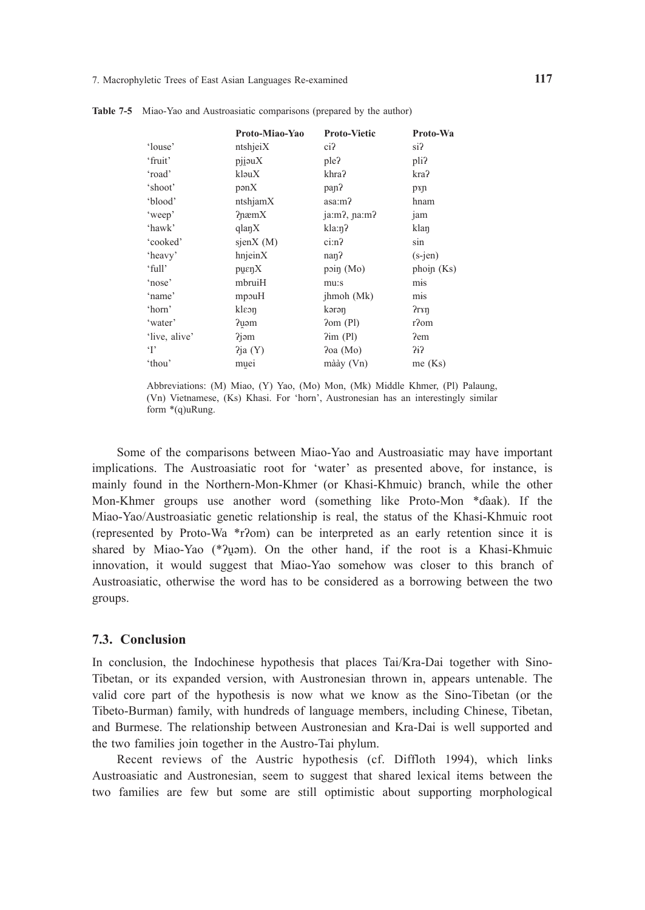**Table 7-5** Miao-Yao and Austroasiatic comparisons (prepared by the author)

| | Proto-Miao-Yao | Proto-Vietic | Proto-Wa |
|---|---|---|---|
| 'louse' | ntshjeiX | ciʔ | siʔ |
| 'fruit' | pji̯əuX | pleʔ | pliʔ |
| 'road' | kləuX | khraʔ | kraʔ |
| 'shoot' | pənX | paɲʔ | pɤɲ |
| 'blood' | ntshjamX | asa:mʔ | hnam |
| 'weep' | ʔɲæmX | ja:mʔ, ɲa:mʔ | jam |
| 'hawk' | qlaŋX | kla:ŋʔ | klaŋ |
| 'cooked' | sjenX (M) | ci:nʔ | sin |
| 'heavy' | hnjeinX | naŋʔ | (s-jen) |
| 'full' | pu̯eŋX | pɔiŋ (Mo) | phoiɲ (Ks) |
| 'nose' | mbruiH | mu:s | mɨs |
| 'name' | mpɔuH | jhmoh (Mk) | mɨs |
| 'horn' | klɛəŋ | kərəŋ | ʔrɤŋ |
| 'water' | ʔu̯əm | ʔom (Pl) | rʔom |
| 'live, alive' | ʔjəm | ʔim (Pl) | ʔem |
| 'I' | ʔja (Y) | ʔoa (Mo) | ʔiʔ |
| 'thou' | mu̯ei | mày (Vn) | me (Ks) |

Abbreviations: (M) Miao, (Y) Yao, (Mo) Mon, (Mk) Middle Khmer, (Pl) Palaung, (Vn) Vietnamese, (Ks) Khasi. For 'horn', Austronesian has an interestingly similar form *(q)uRung.

Some of the comparisons between Miao-Yao and Austroasiatic may have important implications. The Austroasiatic root for 'water' as presented above, for instance, is mainly found in the Northern-Mon-Khmer (or Khasi-Khmuic) branch, while the other Mon-Khmer groups use another word (something like Proto-Mon *ɗaak). If the Miao-Yao/Austroasiatic genetic relationship is real, the status of the Khasi-Khmuic root (represented by Proto-Wa *rʔom) can be interpreted as an early retention since it is shared by Miao-Yao (*ʔu̯əm). On the other hand, if the root is a Khasi-Khmuic innovation, it would suggest that Miao-Yao somehow was closer to this branch of Austroasiatic, otherwise the word has to be considered as a borrowing between the two groups.

## 7.3. Conclusion

In conclusion, the Indochinese hypothesis that places Tai/Kra-Dai together with Sino-Tibetan, or its expanded version, with Austronesian thrown in, appears untenable. The valid core part of the hypothesis is now what we know as the Sino-Tibetan (or the Tibeto-Burman) family, with hundreds of language members, including Chinese, Tibetan, and Burmese. The relationship between Austronesian and Kra-Dai is well supported and the two families join together in the Austro-Tai phylum.

Recent reviews of the Austric hypothesis (cf. Diffloth 1994), which links Austroasiatic and Austronesian, seem to suggest that shared lexical items between the two families are few but some are still optimistic about supporting morphological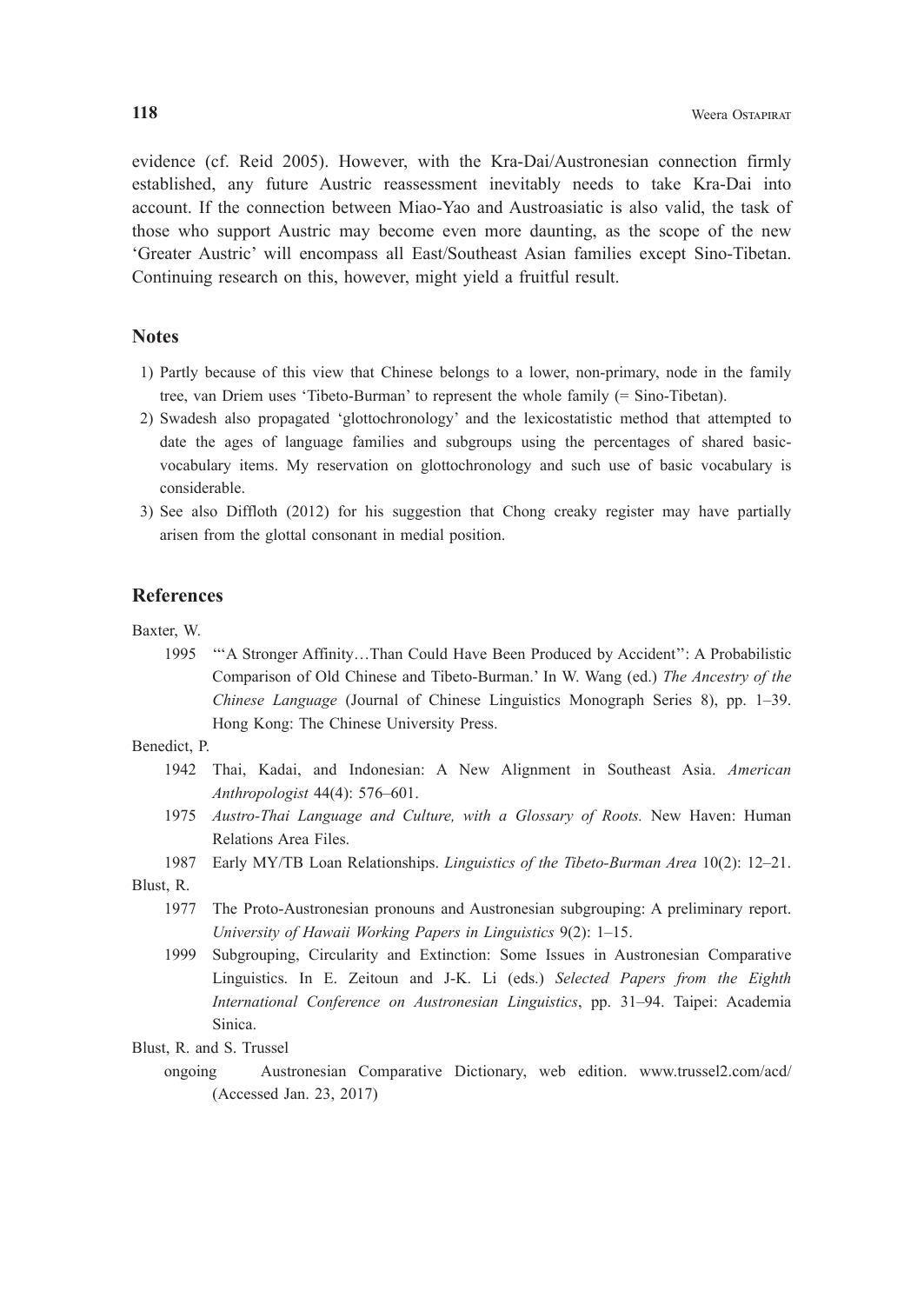evidence (cf. Reid 2005). However, with the Kra-Dai/Austronesian connection firmly established, any future Austric reassessment inevitably needs to take Kra-Dai into account. If the connection between Miao-Yao and Austroasiatic is also valid, the task of those who support Austric may become even more daunting, as the scope of the new 'Greater Austric' will encompass all East/Southeast Asian families except Sino-Tibetan. Continuing research on this, however, might yield a fruitful result.

## Notes

1) Partly because of this view that Chinese belongs to a lower, non-primary, node in the family tree, van Driem uses 'Tibeto-Burman' to represent the whole family (= Sino-Tibetan).
2) Swadesh also propagated 'glottochronology' and the lexicostatistic method that attempted to date the ages of language families and subgroups using the percentages of shared basic-vocabulary items. My reservation on glottochronology and such use of basic vocabulary is considerable.
3) See also Diffloth (2012) for his suggestion that Chong creaky register may have partially arisen from the glottal consonant in medial position.

## References

Baxter, W.

1995 '"A Stronger Affinity…Than Could Have Been Produced by Accident": A Probabilistic Comparison of Old Chinese and Tibeto-Burman.' In W. Wang (ed.) *The Ancestry of the Chinese Language* (Journal of Chinese Linguistics Monograph Series 8), pp. 1–39. Hong Kong: The Chinese University Press.

Benedict, P.

1942 Thai, Kadai, and Indonesian: A New Alignment in Southeast Asia. *American Anthropologist* 44(4): 576–601.

1975 *Austro-Thai Language and Culture, with a Glossary of Roots.* New Haven: Human Relations Area Files.

1987 Early MY/TB Loan Relationships. *Linguistics of the Tibeto-Burman Area* 10(2): 12–21.

Blust, R.

1977 The Proto-Austronesian pronouns and Austronesian subgrouping: A preliminary report. *University of Hawaii Working Papers in Linguistics* 9(2): 1–15.

1999 Subgrouping, Circularity and Extinction: Some Issues in Austronesian Comparative Linguistics. In E. Zeitoun and J-K. Li (eds.) *Selected Papers from the Eighth International Conference on Austronesian Linguistics*, pp. 31–94. Taipei: Academia Sinica.

Blust, R. and S. Trussel

ongoing Austronesian Comparative Dictionary, web edition. www.trussel2.com/acd/ (Accessed Jan. 23, 2017)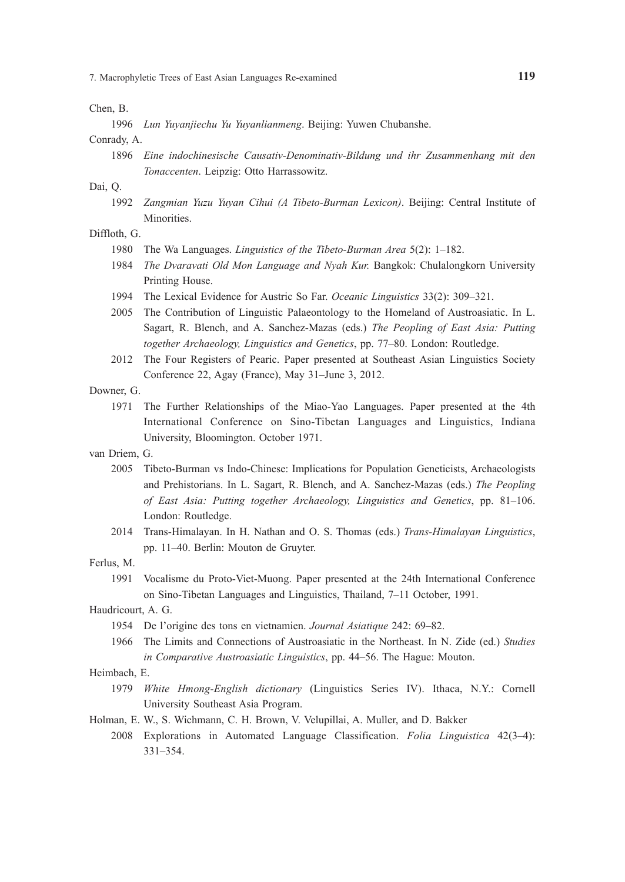Chen, B.

1996 *Lun Yuyanjiechu Yu Yuyanlianmeng*. Beijing: Yuwen Chubanshe.

Conrady, A.

1896 *Eine indochinesische Causativ-Denominativ-Bildung und ihr Zusammenhang mit den Tonaccenten*. Leipzig: Otto Harrassowitz.

Dai, Q.

1992 *Zangmian Yuzu Yuyan Cihui (A Tibeto-Burman Lexicon)*. Beijing: Central Institute of Minorities.

Diffloth, G.

1980 The Wa Languages. *Linguistics of the Tibeto-Burman Area* 5(2): 1–182.

1984 *The Dvaravati Old Mon Language and Nyah Kur.* Bangkok: Chulalongkorn University Printing House.

1994 The Lexical Evidence for Austric So Far. *Oceanic Linguistics* 33(2): 309–321.

2005 The Contribution of Linguistic Palaeontology to the Homeland of Austroasiatic. In L. Sagart, R. Blench, and A. Sanchez-Mazas (eds.) *The Peopling of East Asia: Putting together Archaeology, Linguistics and Genetics*, pp. 77–80. London: Routledge.

2012 The Four Registers of Pearic. Paper presented at Southeast Asian Linguistics Society Conference 22, Agay (France), May 31–June 3, 2012.

Downer, G.

1971 The Further Relationships of the Miao-Yao Languages. Paper presented at the 4th International Conference on Sino-Tibetan Languages and Linguistics, Indiana University, Bloomington. October 1971.

van Driem, G.

2005 Tibeto-Burman vs Indo-Chinese: Implications for Population Geneticists, Archaeologists and Prehistorians. In L. Sagart, R. Blench, and A. Sanchez-Mazas (eds.) *The Peopling of East Asia: Putting together Archaeology, Linguistics and Genetics*, pp. 81–106. London: Routledge.

2014 Trans-Himalayan. In H. Nathan and O. S. Thomas (eds.) *Trans-Himalayan Linguistics*, pp. 11–40. Berlin: Mouton de Gruyter.

Ferlus, M.

1991 Vocalisme du Proto-Viet-Muong. Paper presented at the 24th International Conference on Sino-Tibetan Languages and Linguistics, Thailand, 7–11 October, 1991.

Haudricourt, A. G.

1954 De l'origine des tons en vietnamien. *Journal Asiatique* 242: 69–82.

1966 The Limits and Connections of Austroasiatic in the Northeast. In N. Zide (ed.) *Studies in Comparative Austroasiatic Linguistics*, pp. 44–56. The Hague: Mouton.

Heimbach, E.

1979 *White Hmong-English dictionary* (Linguistics Series IV). Ithaca, N.Y.: Cornell University Southeast Asia Program.

Holman, E. W., S. Wichmann, C. H. Brown, V. Velupillai, A. Muller, and D. Bakker

2008 Explorations in Automated Language Classification. *Folia Linguistica* 42(3–4): 331–354.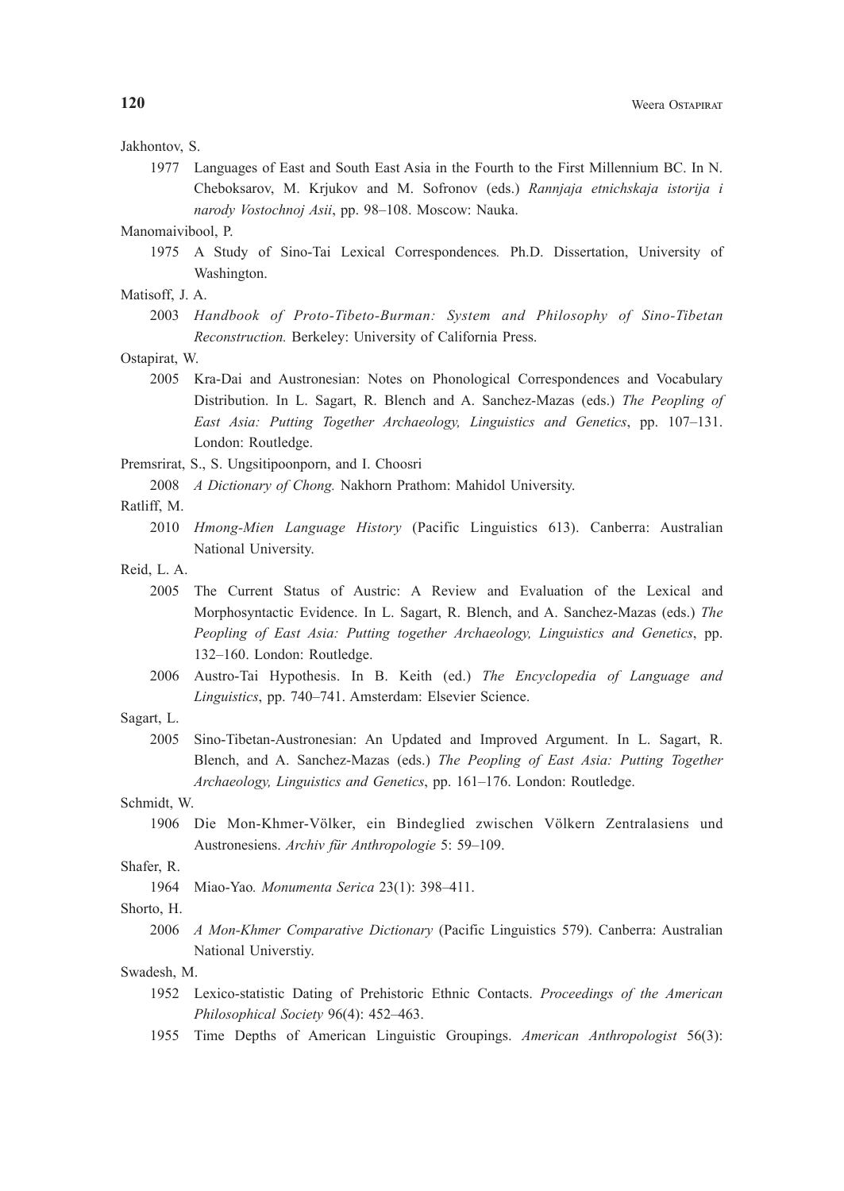Jakhontov, S.

1977 Languages of East and South East Asia in the Fourth to the First Millennium BC. In N. Cheboksarov, M. Krjukov and M. Sofronov (eds.) *Rannjaja etnichskaja istorija i narody Vostochnoj Asii*, pp. 98–108. Moscow: Nauka.

Manomaivibool, P.

1975 A Study of Sino-Tai Lexical Correspondences*.* Ph.D. Dissertation, University of Washington.

Matisoff, J. A.

2003 *Handbook of Proto-Tibeto-Burman: System and Philosophy of Sino-Tibetan Reconstruction.* Berkeley: University of California Press.

Ostapirat, W.

2005 Kra-Dai and Austronesian: Notes on Phonological Correspondences and Vocabulary Distribution. In L. Sagart, R. Blench and A. Sanchez-Mazas (eds.) *The Peopling of East Asia: Putting Together Archaeology, Linguistics and Genetics*, pp. 107–131. London: Routledge.

Premsrirat, S., S. Ungsitipoonporn, and I. Choosri

2008 *A Dictionary of Chong.* Nakhorn Prathom: Mahidol University.

Ratliff, M.

2010 *Hmong-Mien Language History* (Pacific Linguistics 613). Canberra: Australian National University.

Reid, L. A.

2005 The Current Status of Austric: A Review and Evaluation of the Lexical and Morphosyntactic Evidence. In L. Sagart, R. Blench, and A. Sanchez-Mazas (eds.) *The Peopling of East Asia: Putting together Archaeology, Linguistics and Genetics*, pp. 132–160. London: Routledge.

2006 Austro-Tai Hypothesis. In B. Keith (ed.) *The Encyclopedia of Language and Linguistics*, pp. 740–741. Amsterdam: Elsevier Science.

Sagart, L.

2005 Sino-Tibetan-Austronesian: An Updated and Improved Argument. In L. Sagart, R. Blench, and A. Sanchez-Mazas (eds.) *The Peopling of East Asia: Putting Together Archaeology, Linguistics and Genetics*, pp. 161–176. London: Routledge.

Schmidt, W.

1906 Die Mon-Khmer-Völker, ein Bindeglied zwischen Völkern Zentralasiens und Austronesiens. *Archiv für Anthropologie* 5: 59–109.

Shafer, R.

1964 Miao-Yao*. Monumenta Serica* 23(1): 398–411.

Shorto, H.

2006 *A Mon-Khmer Comparative Dictionary* (Pacific Linguistics 579). Canberra: Australian National Universtiy.

Swadesh, M.

1952 Lexico-statistic Dating of Prehistoric Ethnic Contacts. *Proceedings of the American Philosophical Society* 96(4): 452–463.

1955 Time Depths of American Linguistic Groupings. *American Anthropologist* 56(3):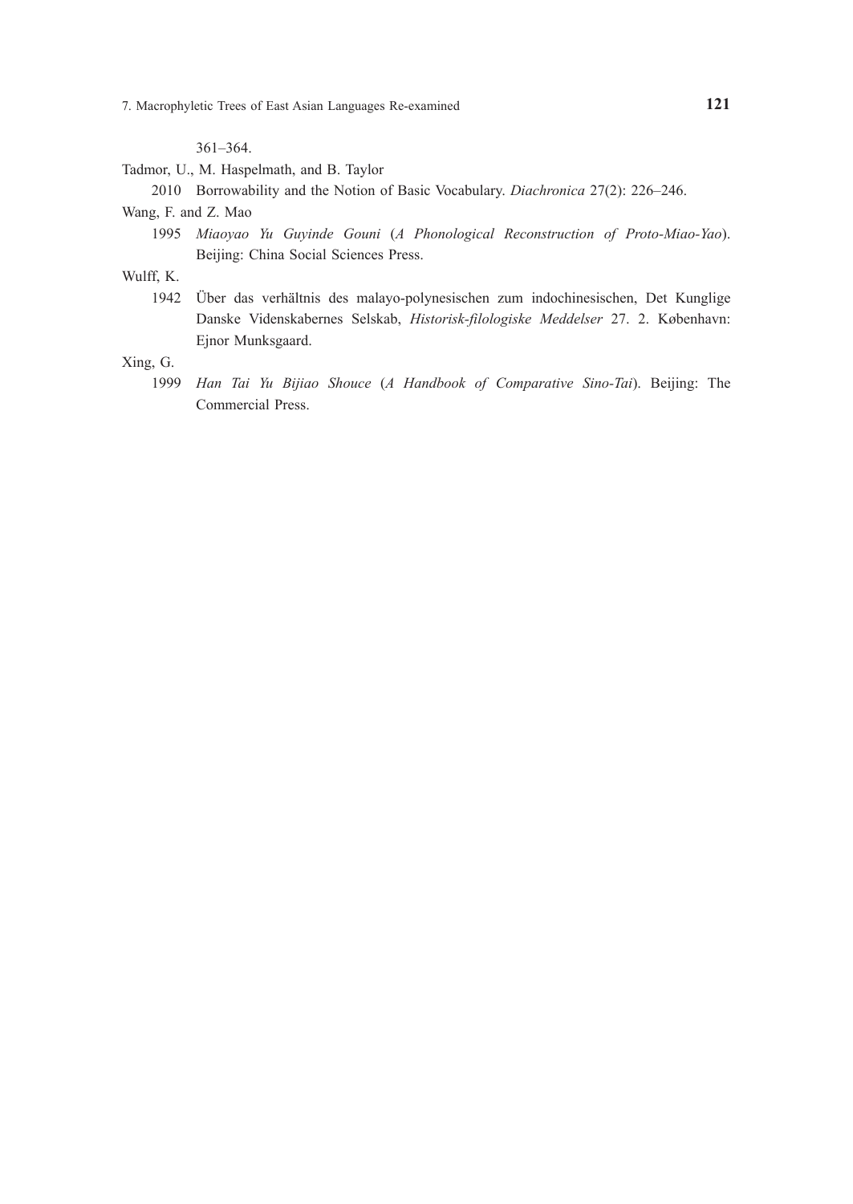361–364.

Tadmor, U., M. Haspelmath, and B. Taylor

2010 Borrowability and the Notion of Basic Vocabulary. *Diachronica* 27(2): 226–246.

Wang, F. and Z. Mao

1995 *Miaoyao Yu Guyinde Gouni* (*A Phonological Reconstruction of Proto-Miao-Yao*). Beijing: China Social Sciences Press.

Wulff, K.

1942 Über das verhältnis des malayo-polynesischen zum indochinesischen, Det Kunglige Danske Videnskabernes Selskab, *Historisk-filologiske Meddelser* 27. 2. København: Ejnor Munksgaard.

Xing, G.

1999 *Han Tai Yu Bijiao Shouce* (*A Handbook of Comparative Sino-Tai*). Beijing: The Commercial Press.